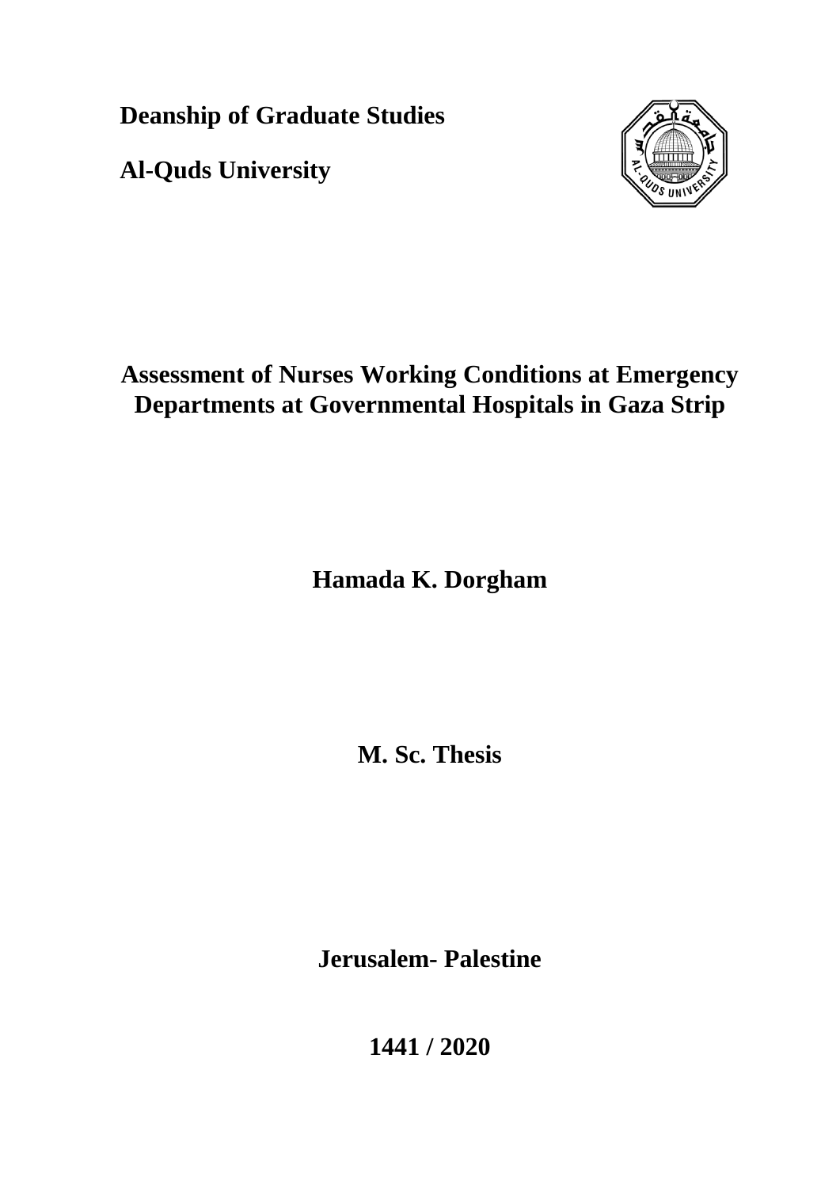**Deanship of Graduate Studies**

**Al-Quds University**

# Assessment of Nurses Working Conditions at Emergency Departments at Governmental Hospitals in Gaza Strip

**Hamada K. Dorgham**

**M. Sc. Thesis**

**Jerusalem- Palestine**

**1441 / 2020**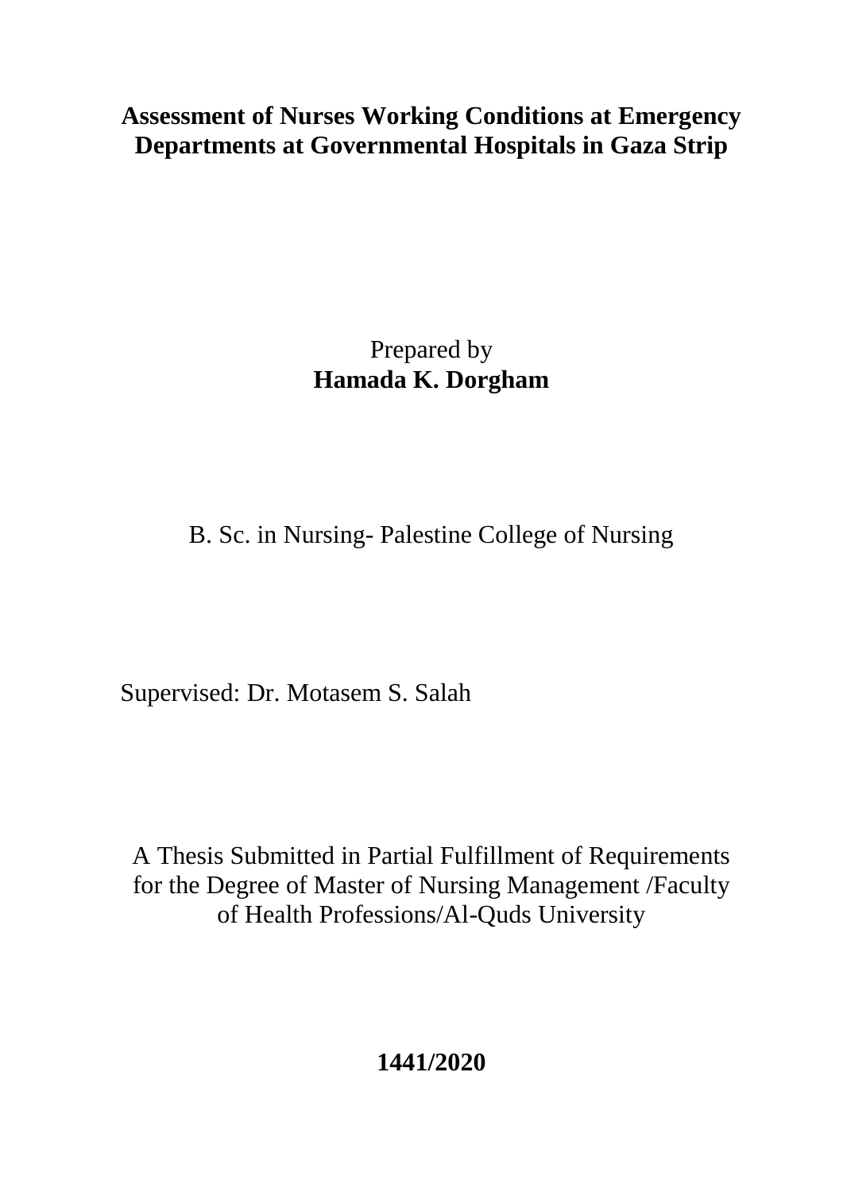# Assessment of Nurses Working Conditions at Emergency Departments at Governmental Hospitals in Gaza Strip

Prepared by

**Hamada K. Dorgham**

B. Sc. in Nursing- Palestine College of Nursing

Supervised: Dr. Motasem S. Salah

A Thesis Submitted in Partial Fulfillment of Requirements for the Degree of Master of Nursing Management /Faculty of Health Professions/Al-Quds University

**1441/2020**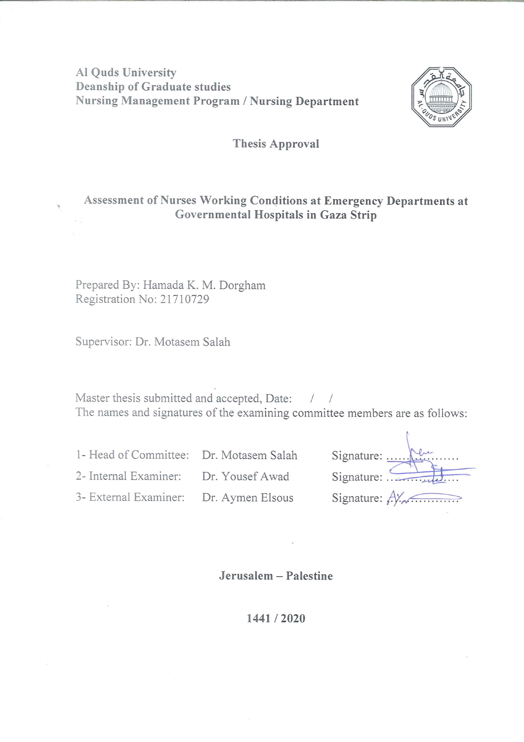Al Quds University
Deanship of Graduate studies
Nursing Management Program / Nursing Department

## Thesis Approval

# Assessment of Nurses Working Conditions at Emergency Departments at Governmental Hospitals in Gaza Strip

Prepared By: Hamada K. M. Dorgham
Registration No: 21710729

Supervisor: Dr. Motasem Salah

Master thesis submitted and accepted, Date: / /
The names and signatures of the examining committee members are as follows:

| | | |
|---|---|---|
| 1- Head of Committee: | Dr. Motasem Salah | Signature: ..................... |
| 2- Internal Examiner: | Dr. Yousef Awad | Signature: ..................... |
| 3- External Examiner: | Dr. Aymen Elsous | Signature: ..................... |

**Jerusalem – Palestine**

**1441 / 2020**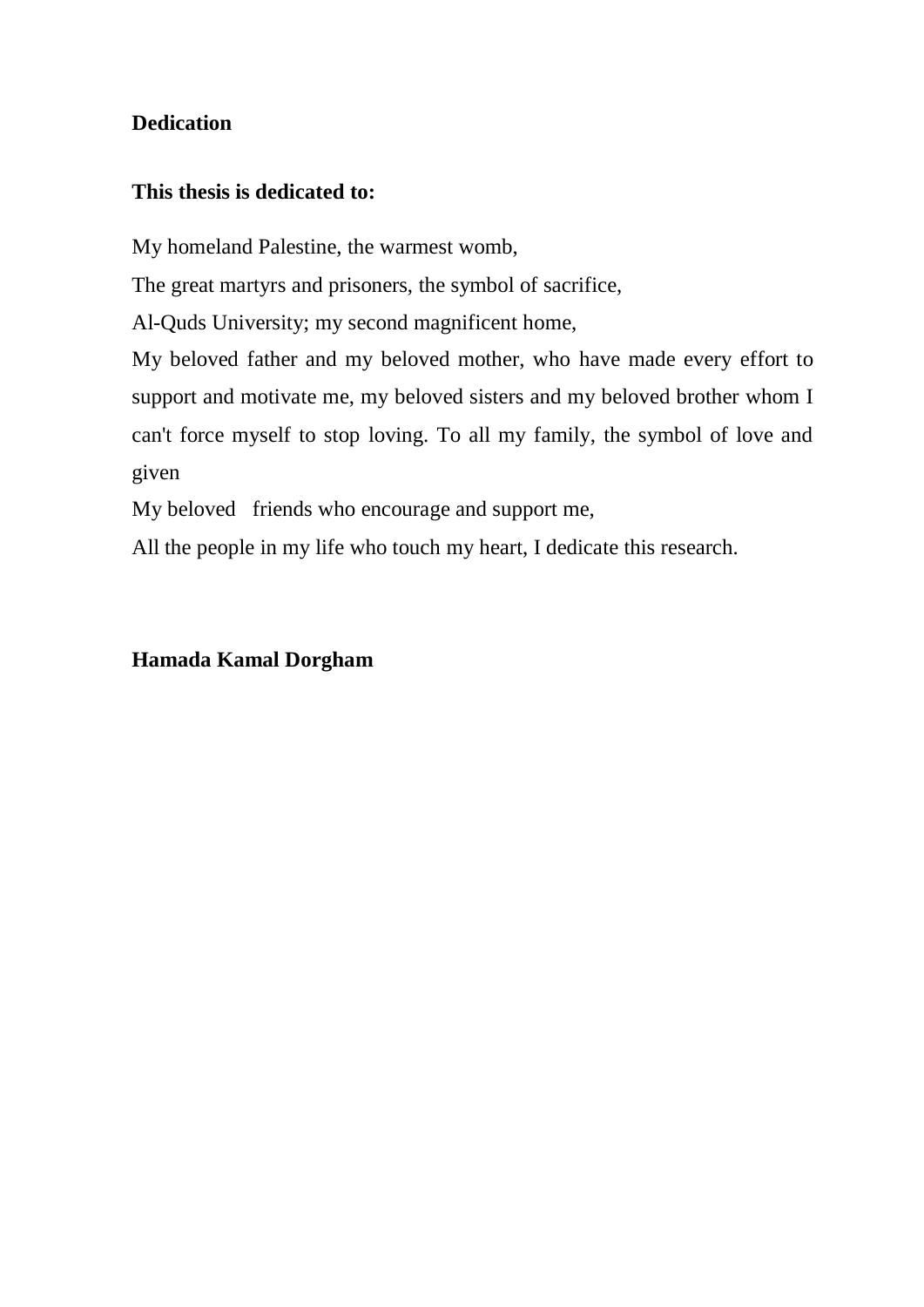**Dedication**

**This thesis is dedicated to:**

My homeland Palestine, the warmest womb,

The great martyrs and prisoners, the symbol of sacrifice,

Al-Quds University; my second magnificent home,

My beloved father and my beloved mother, who have made every effort to support and motivate me, my beloved sisters and my beloved brother whom I can't force myself to stop loving. To all my family, the symbol of love and given

My beloved friends who encourage and support me,

All the people in my life who touch my heart, I dedicate this research.

**Hamada Kamal Dorgham**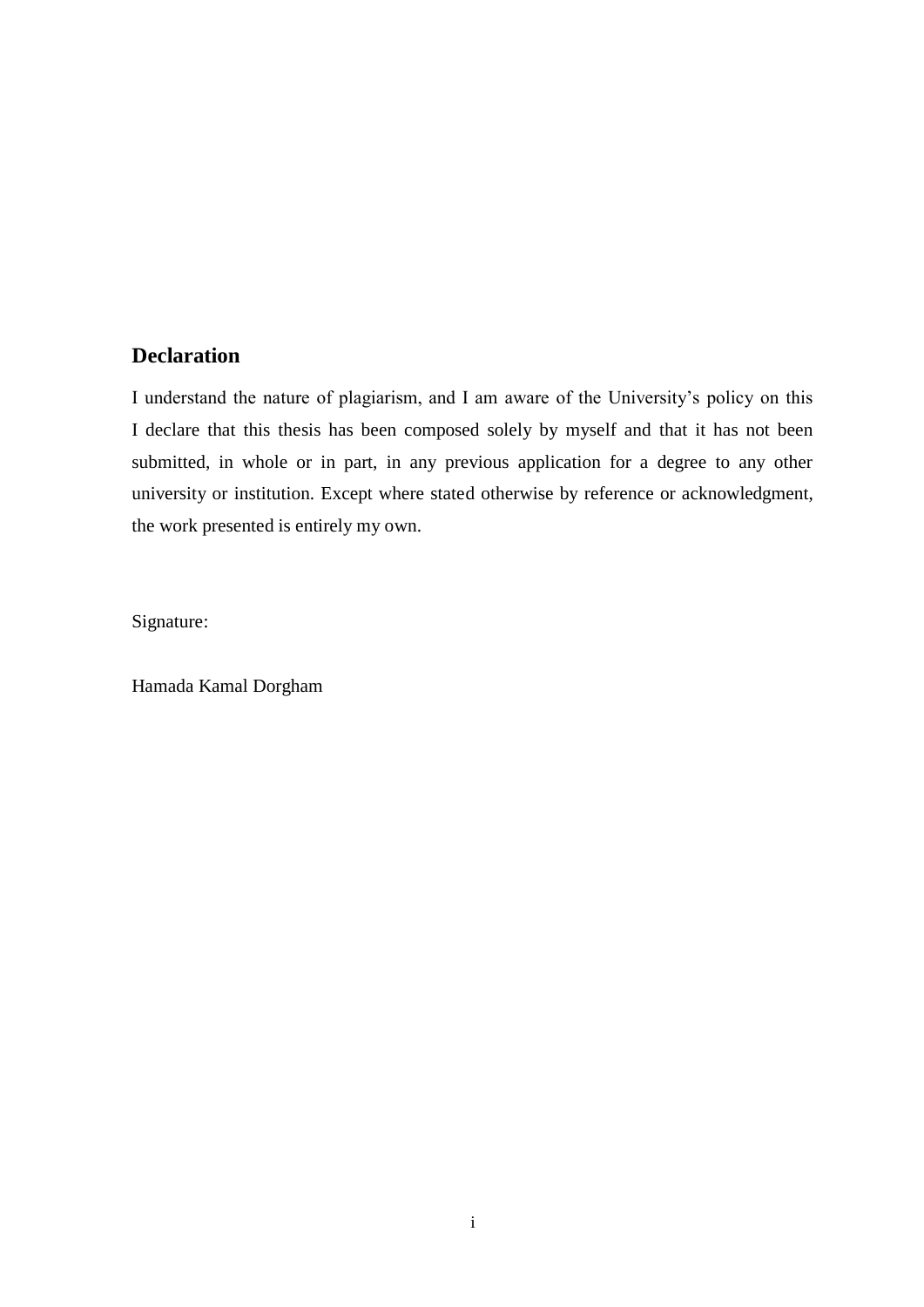## Declaration

I understand the nature of plagiarism, and I am aware of the University's policy on this I declare that this thesis has been composed solely by myself and that it has not been submitted, in whole or in part, in any previous application for a degree to any other university or institution. Except where stated otherwise by reference or acknowledgment, the work presented is entirely my own.

Signature:

Hamada Kamal Dorgham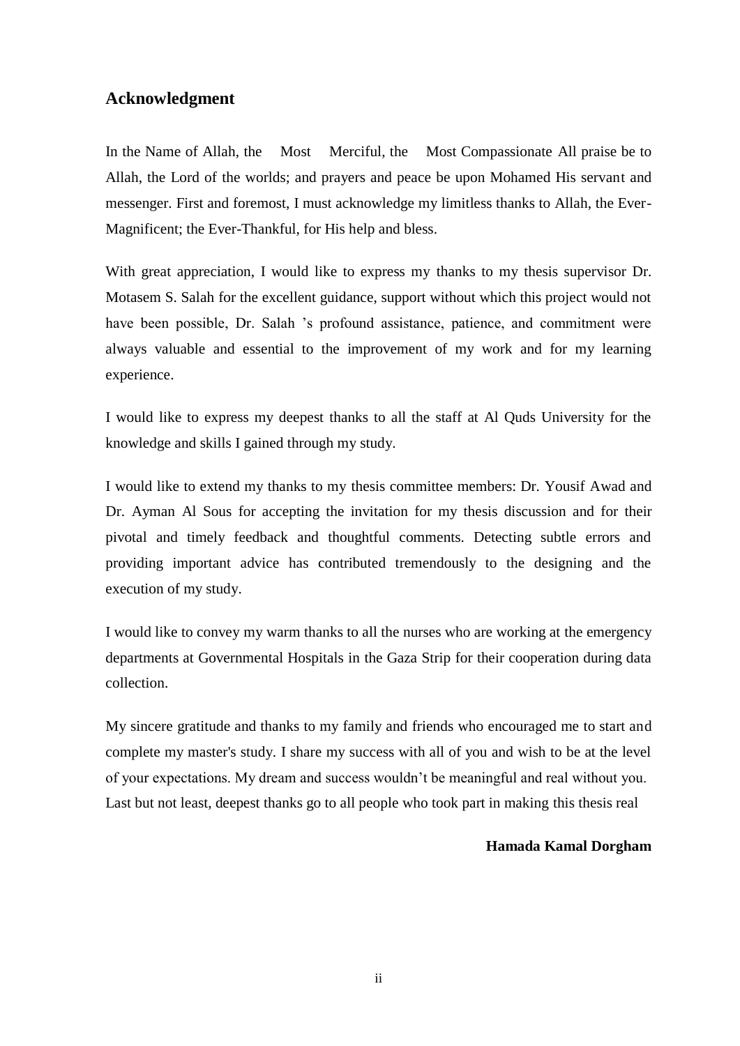## Acknowledgment

In the Name of Allah, the Most Merciful, the Most Compassionate All praise be to Allah, the Lord of the worlds; and prayers and peace be upon Mohamed His servant and messenger. First and foremost, I must acknowledge my limitless thanks to Allah, the Ever-Magnificent; the Ever-Thankful, for His help and bless.

With great appreciation, I would like to express my thanks to my thesis supervisor Dr. Motasem S. Salah for the excellent guidance, support without which this project would not have been possible, Dr. Salah 's profound assistance, patience, and commitment were always valuable and essential to the improvement of my work and for my learning experience.

I would like to express my deepest thanks to all the staff at Al Quds University for the knowledge and skills I gained through my study.

I would like to extend my thanks to my thesis committee members: Dr. Yousif Awad and Dr. Ayman Al Sous for accepting the invitation for my thesis discussion and for their pivotal and timely feedback and thoughtful comments. Detecting subtle errors and providing important advice has contributed tremendously to the designing and the execution of my study.

I would like to convey my warm thanks to all the nurses who are working at the emergency departments at Governmental Hospitals in the Gaza Strip for their cooperation during data collection.

My sincere gratitude and thanks to my family and friends who encouraged me to start and complete my master's study. I share my success with all of you and wish to be at the level of your expectations. My dream and success wouldn't be meaningful and real without you. Last but not least, deepest thanks go to all people who took part in making this thesis real

**Hamada Kamal Dorgham**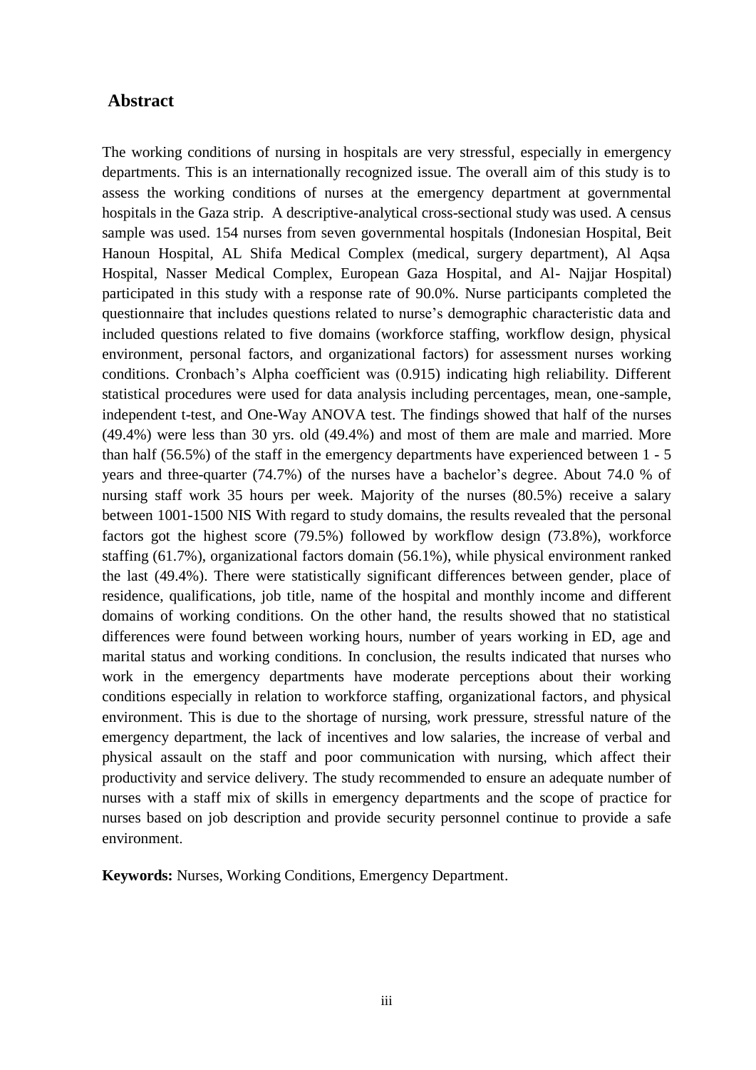## Abstract

The working conditions of nursing in hospitals are very stressful, especially in emergency departments. This is an internationally recognized issue. The overall aim of this study is to assess the working conditions of nurses at the emergency department at governmental hospitals in the Gaza strip. A descriptive-analytical cross-sectional study was used. A census sample was used. 154 nurses from seven governmental hospitals (Indonesian Hospital, Beit Hanoun Hospital, AL Shifa Medical Complex (medical, surgery department), Al Aqsa Hospital, Nasser Medical Complex, European Gaza Hospital, and Al- Najjar Hospital) participated in this study with a response rate of 90.0%. Nurse participants completed the questionnaire that includes questions related to nurse's demographic characteristic data and included questions related to five domains (workforce staffing, workflow design, physical environment, personal factors, and organizational factors) for assessment nurses working conditions. Cronbach's Alpha coefficient was (0.915) indicating high reliability. Different statistical procedures were used for data analysis including percentages, mean, one-sample, independent t-test, and One-Way ANOVA test. The findings showed that half of the nurses (49.4%) were less than 30 yrs. old (49.4%) and most of them are male and married. More than half (56.5%) of the staff in the emergency departments have experienced between 1 - 5 years and three-quarter (74.7%) of the nurses have a bachelor's degree. About 74.0 % of nursing staff work 35 hours per week. Majority of the nurses (80.5%) receive a salary between 1001-1500 NIS With regard to study domains, the results revealed that the personal factors got the highest score (79.5%) followed by workflow design (73.8%), workforce staffing (61.7%), organizational factors domain (56.1%), while physical environment ranked the last (49.4%). There were statistically significant differences between gender, place of residence, qualifications, job title, name of the hospital and monthly income and different domains of working conditions. On the other hand, the results showed that no statistical differences were found between working hours, number of years working in ED, age and marital status and working conditions. In conclusion, the results indicated that nurses who work in the emergency departments have moderate perceptions about their working conditions especially in relation to workforce staffing, organizational factors, and physical environment. This is due to the shortage of nursing, work pressure, stressful nature of the emergency department, the lack of incentives and low salaries, the increase of verbal and physical assault on the staff and poor communication with nursing, which affect their productivity and service delivery. The study recommended to ensure an adequate number of nurses with a staff mix of skills in emergency departments and the scope of practice for nurses based on job description and provide security personnel continue to provide a safe environment.

**Keywords:** Nurses, Working Conditions, Emergency Department.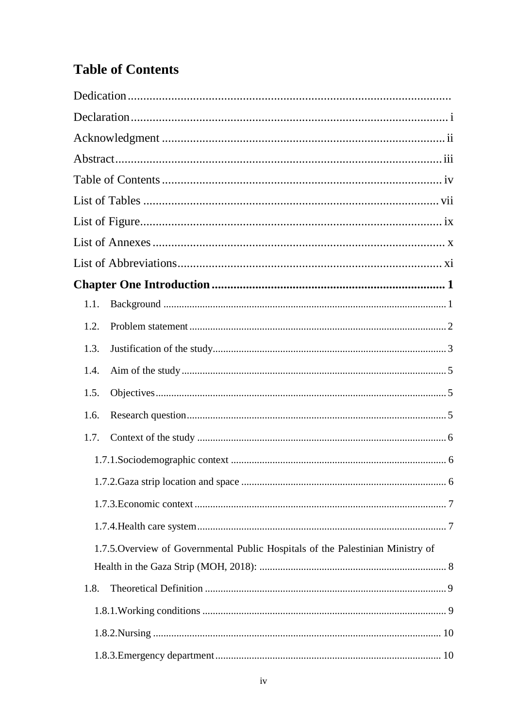# Table of Contents

Dedication

Declaration ..... i

Acknowledgment ..... ii

Abstract ..... iii

Table of Contents ..... iv

List of Tables ..... vii

List of Figure ..... ix

List of Annexes ..... x

List of Abbreviations ..... xi

**Chapter One Introduction ..... 1**

1.1. Background ..... 1

1.2. Problem statement ..... 2

1.3. Justification of the study ..... 3

1.4. Aim of the study ..... 5

1.5. Objectives ..... 5

1.6. Research question ..... 5

1.7. Context of the study ..... 6

1.7.1. Sociodemographic context ..... 6

1.7.2. Gaza strip location and space ..... 6

1.7.3. Economic context ..... 7

1.7.4. Health care system ..... 7

1.7.5. Overview of Governmental Public Hospitals of the Palestinian Ministry of Health in the Gaza Strip (MOH, 2018): ..... 8

1.8. Theoretical Definition ..... 9

1.8.1. Working conditions ..... 9

1.8.2. Nursing ..... 10

1.8.3. Emergency department ..... 10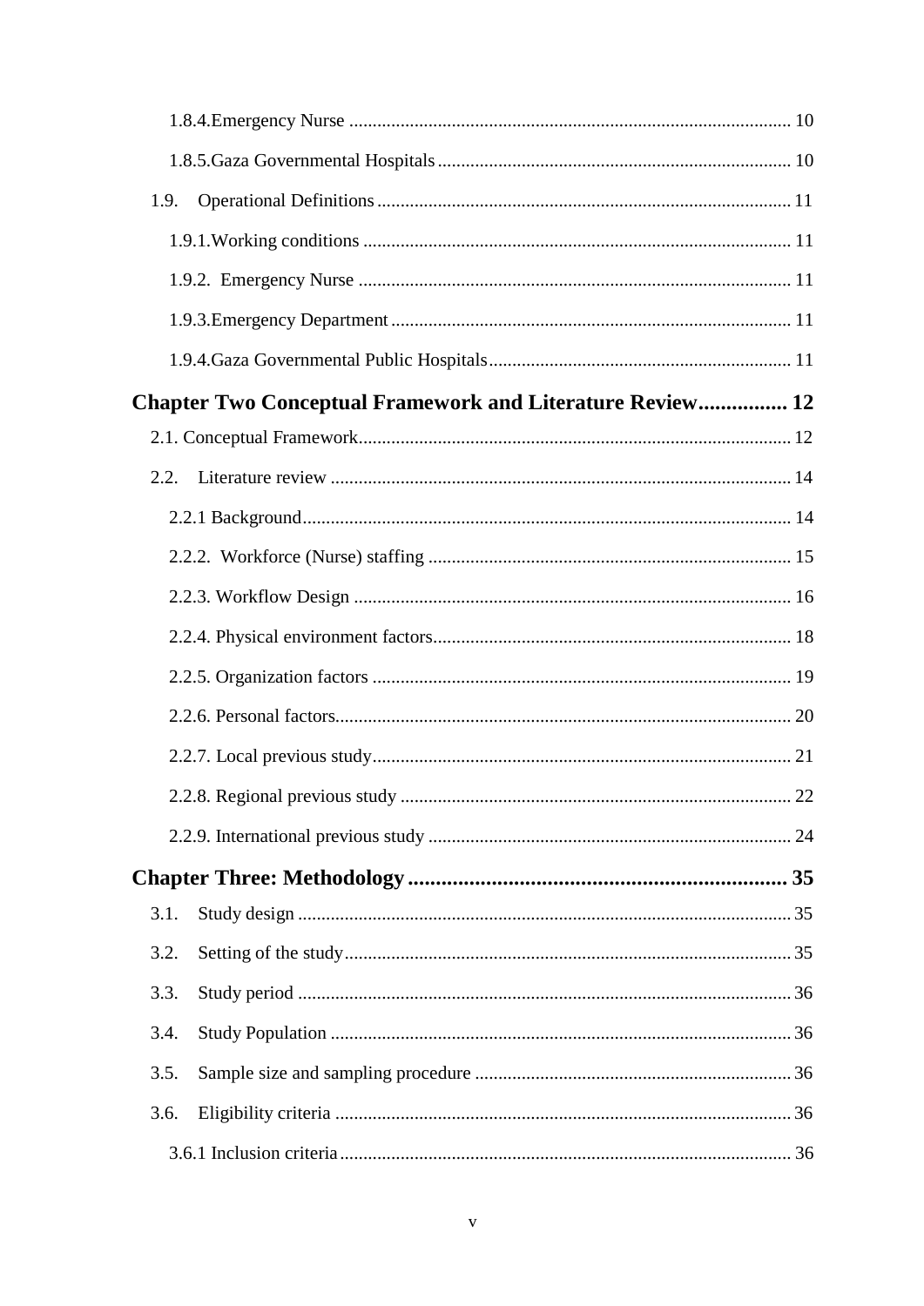1.8.4.Emergency Nurse ............................................................................................... 10

1.8.5.Gaza Governmental Hospitals ............................................................................ 10

1.9. Operational Definitions ......................................................................................... 11

1.9.1.Working conditions ............................................................................................ 11

1.9.2. Emergency Nurse ............................................................................................. 11

1.9.3.Emergency Department ...................................................................................... 11

1.9.4.Gaza Governmental Public Hospitals ................................................................. 11

**Chapter Two Conceptual Framework and Literature Review................ 12**

2.1. Conceptual Framework ............................................................................................ 12

2.2. Literature review .................................................................................................. 14

2.2.1 Background ......................................................................................................... 14

2.2.2. Workforce (Nurse) staffing .............................................................................. 15

2.2.3. Workflow Design .............................................................................................. 16

2.2.4. Physical environment factors ............................................................................ 18

2.2.5. Organization factors .......................................................................................... 19

2.2.6. Personal factors .................................................................................................. 20

2.2.7. Local previous study .......................................................................................... 21

2.2.8. Regional previous study .................................................................................... 22

2.2.9. International previous study .............................................................................. 24

**Chapter Three: Methodology ..................................................................... 35**

3.1. Study design ......................................................................................................... 35

3.2. Setting of the study ............................................................................................... 35

3.3. Study period .......................................................................................................... 36

3.4. Study Population ................................................................................................... 36

3.5. Sample size and sampling procedure .................................................................... 36

3.6. Eligibility criteria .................................................................................................. 36

3.6.1 Inclusion criteria ................................................................................................. 36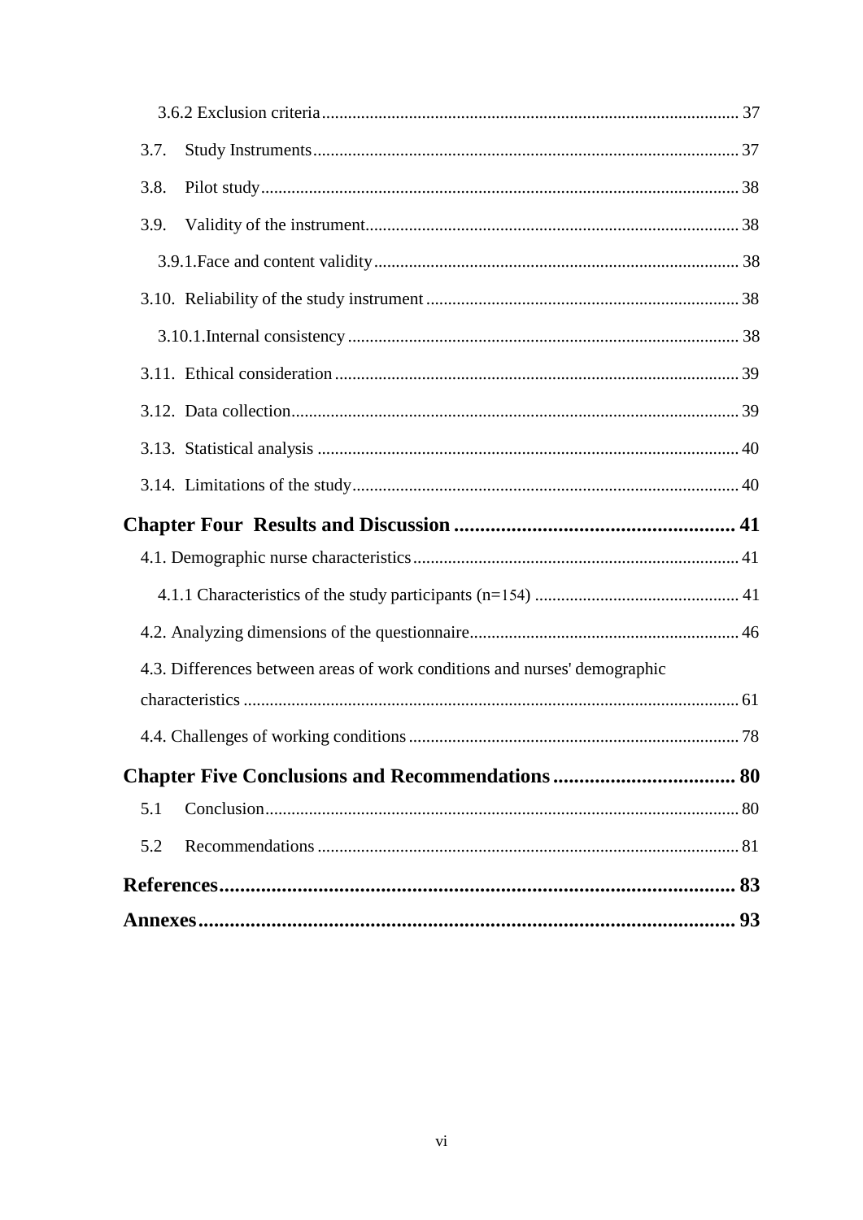3.6.2 Exclusion criteria ........................................ 37

3.7. Study Instruments ........................................ 37

3.8. Pilot study ........................................ 38

3.9. Validity of the instrument ........................................ 38

3.9.1. Face and content validity ........................................ 38

3.10. Reliability of the study instrument ........................................ 38

3.10.1. Internal consistency ........................................ 38

3.11. Ethical consideration ........................................ 39

3.12. Data collection ........................................ 39

3.13. Statistical analysis ........................................ 40

3.14. Limitations of the study ........................................ 40

**Chapter Four Results and Discussion ........................................ 41**

4.1. Demographic nurse characteristics ........................................ 41

4.1.1 Characteristics of the study participants (n=154) ........................................ 41

4.2. Analyzing dimensions of the questionnaire ........................................ 46

4.3. Differences between areas of work conditions and nurses' demographic characteristics ........................................ 61

4.4. Challenges of working conditions ........................................ 78

**Chapter Five Conclusions and Recommendations ........................................ 80**

5.1 Conclusion ........................................ 80

5.2 Recommendations ........................................ 81

**References ........................................ 83**

**Annexes ........................................ 93**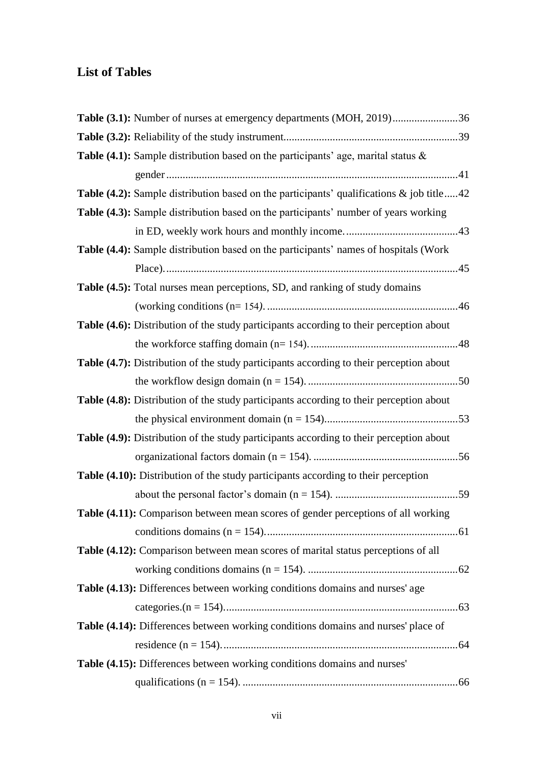## List of Tables

**Table (3.1):** Number of nurses at emergency departments (MOH, 2019)........................36

**Table (3.2):** Reliability of the study instrument...............................................................39

**Table (4.1):** Sample distribution based on the participants' age, marital status & gender..........................................................................................................41

**Table (4.2):** Sample distribution based on the participants' qualifications & job title.....42

**Table (4.3):** Sample distribution based on the participants' number of years working in ED, weekly work hours and monthly income.........................................43

**Table (4.4):** Sample distribution based on the participants' names of hospitals (Work Place)..........................................................................................................45

**Table (4.5):** Total nurses mean perceptions, SD, and ranking of study domains (working conditions (n= 154).......................................................................46

**Table (4.6):** Distribution of the study participants according to their perception about the workforce staffing domain (n= 154)......................................................48

**Table (4.7):** Distribution of the study participants according to their perception about the workflow design domain (n = 154).......................................................50

**Table (4.8):** Distribution of the study participants according to their perception about the physical environment domain (n = 154).................................................53

**Table (4.9):** Distribution of the study participants according to their perception about organizational factors domain (n = 154). .....................................................56

**Table (4.10):** Distribution of the study participants according to their perception about the personal factor's domain (n = 154). .............................................59

**Table (4.11):** Comparison between mean scores of gender perceptions of all working conditions domains (n = 154).......................................................................61

**Table (4.12):** Comparison between mean scores of marital status perceptions of all working conditions domains (n = 154). .......................................................62

**Table (4.13):** Differences between working conditions domains and nurses' age categories.(n = 154)......................................................................................63

**Table (4.14):** Differences between working conditions domains and nurses' place of residence (n = 154).......................................................................................64

**Table (4.15):** Differences between working conditions domains and nurses' qualifications (n = 154). ...............................................................................66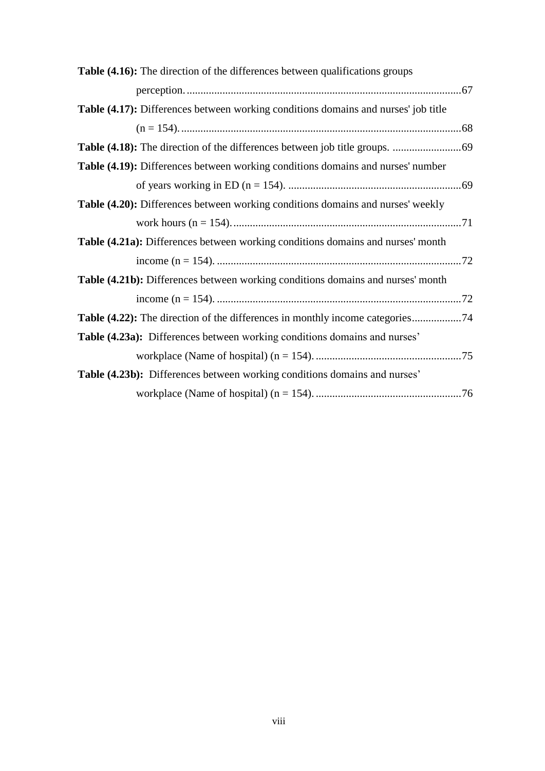**Table (4.16):** The direction of the differences between qualifications groups perception. ....................................................................................................67

**Table (4.17):** Differences between working conditions domains and nurses' job title (n = 154). ......................................................................................................68

**Table (4.18):** The direction of the differences between job title groups. .........................69

**Table (4.19):** Differences between working conditions domains and nurses' number of years working in ED (n = 154). ...............................................................69

**Table (4.20):** Differences between working conditions domains and nurses' weekly work hours (n = 154). ...................................................................................71

**Table (4.21a):** Differences between working conditions domains and nurses' month income (n = 154). .........................................................................................72

**Table (4.21b):** Differences between working conditions domains and nurses' month income (n = 154). .........................................................................................72

**Table (4.22):** The direction of the differences in monthly income categories..................74

**Table (4.23a):** Differences between working conditions domains and nurses' workplace (Name of hospital) (n = 154). .....................................................75

**Table (4.23b):** Differences between working conditions domains and nurses' workplace (Name of hospital) (n = 154). .....................................................76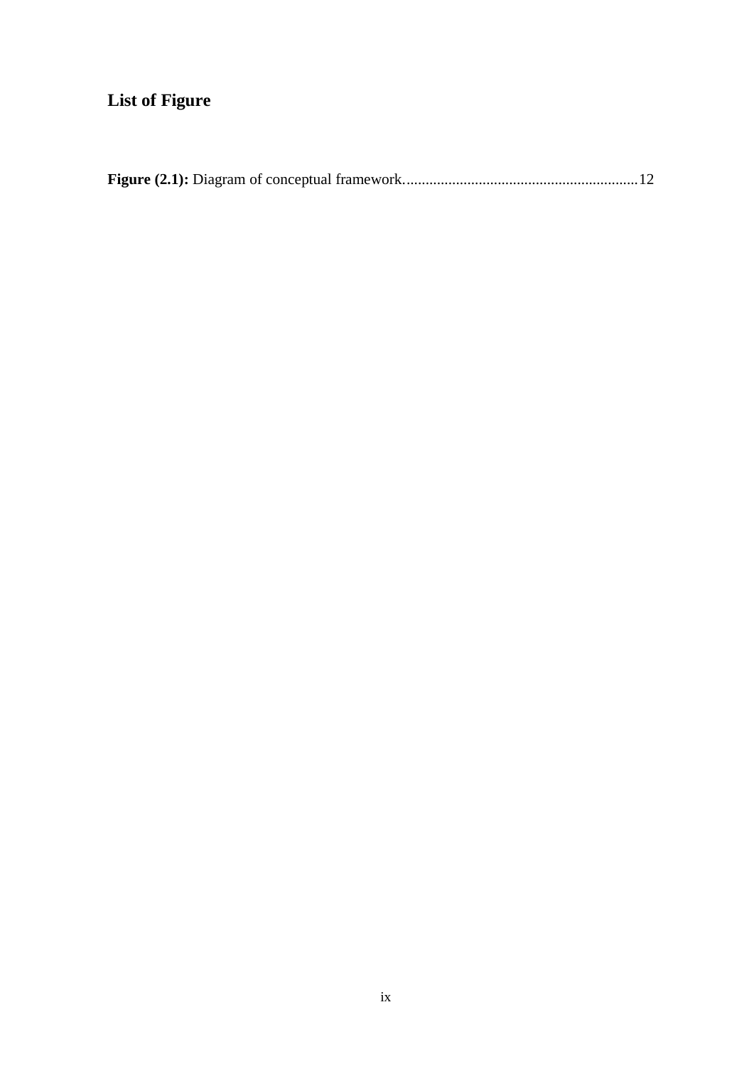# List of Figure

**Figure (2.1):** Diagram of conceptual framework. ............................................................. 12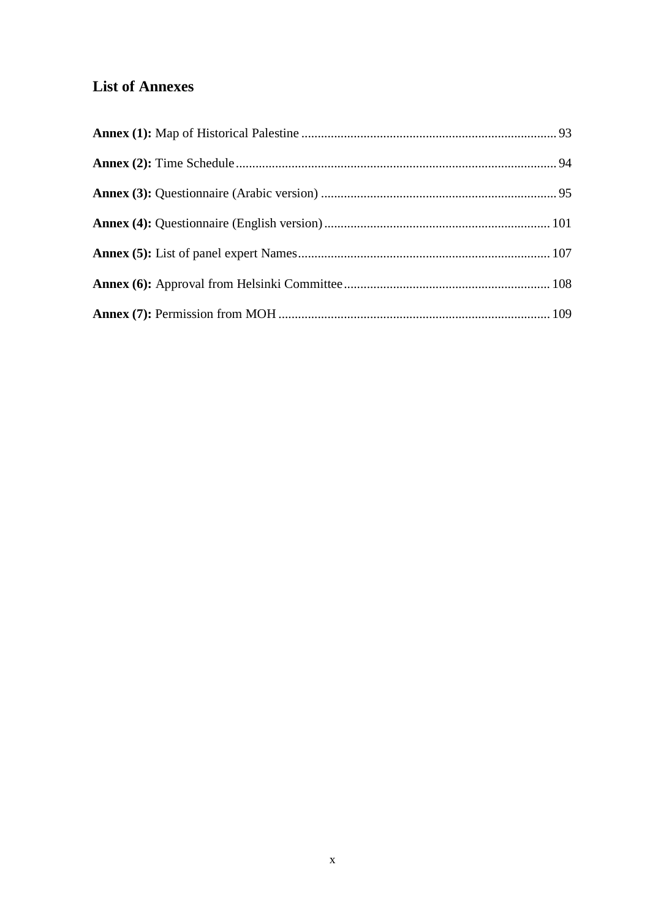## List of Annexes

**Annex (1):** Map of Historical Palestine .... 93

**Annex (2):** Time Schedule .... 94

**Annex (3):** Questionnaire (Arabic version) .... 95

**Annex (4):** Questionnaire (English version) .... 101

**Annex (5):** List of panel expert Names .... 107

**Annex (6):** Approval from Helsinki Committee .... 108

**Annex (7):** Permission from MOH .... 109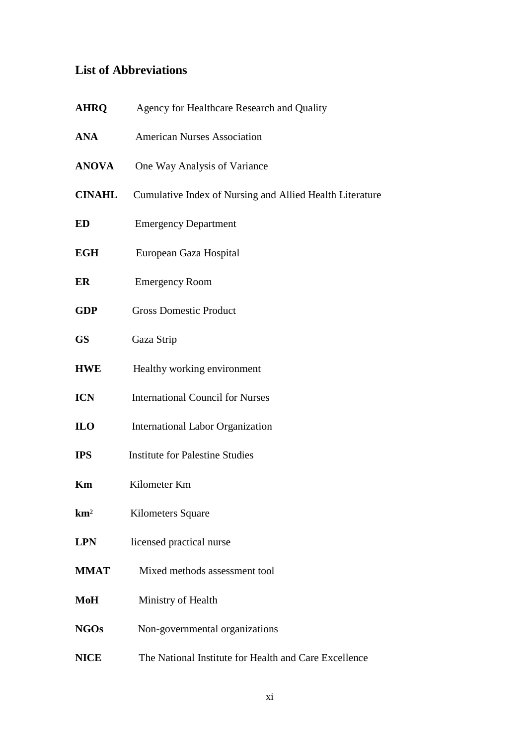## List of Abbreviations

| | |
|---|---|
| **AHRQ** | Agency for Healthcare Research and Quality |
| **ANA** | American Nurses Association |
| **ANOVA** | One Way Analysis of Variance |
| **CINAHL** | Cumulative Index of Nursing and Allied Health Literature |
| **ED** | Emergency Department |
| **EGH** | European Gaza Hospital |
| **ER** | Emergency Room |
| **GDP** | Gross Domestic Product |
| **GS** | Gaza Strip |
| **HWE** | Healthy working environment |
| **ICN** | International Council for Nurses |
| **ILO** | International Labor Organization |
| **IPS** | Institute for Palestine Studies |
| **Km** | Kilometer Km |
| **km$^2$** | Kilometers Square |
| **LPN** | licensed practical nurse |
| **MMAT** | Mixed methods assessment tool |
| **MoH** | Ministry of Health |
| **NGOs** | Non-governmental organizations |
| **NICE** | The National Institute for Health and Care Excellence |